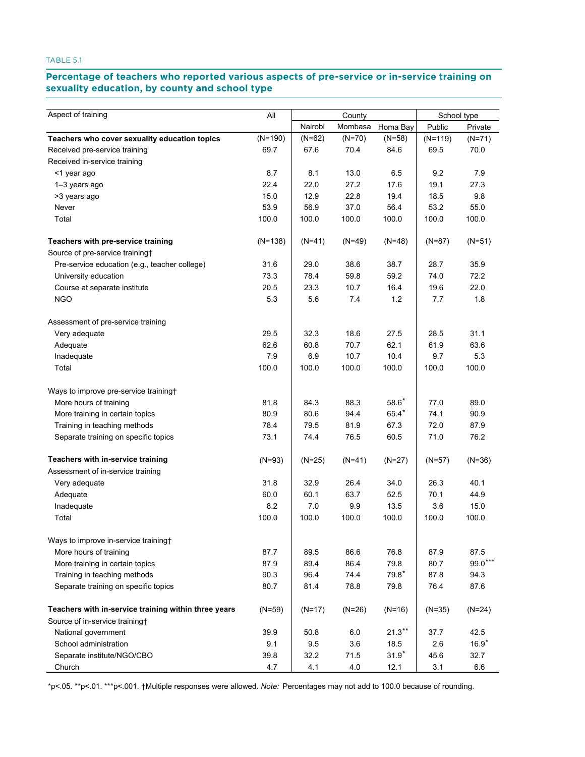TABLE 5.1

## Percentage of teachers who reported various aspects of pre-service or in-service training on sexuality education, by county and school type

| Aspect of training | All | County | | | School type | |
|---|---|---|---|---|---|---|
| | | Nairobi | Mombasa | Homa Bay | Public | Private |
| **Teachers who cover sexuality education topics** | (N=190) | (N=62) | (N=70) | (N=58) | (N=119) | (N=71) |
| Received pre-service training | 69.7 | 67.6 | 70.4 | 84.6 | 69.5 | 70.0 |
| Received in-service training | | | | | | |
| <1 year ago | 8.7 | 8.1 | 13.0 | 6.5 | 9.2 | 7.9 |
| 1–3 years ago | 22.4 | 22.0 | 27.2 | 17.6 | 19.1 | 27.3 |
| >3 years ago | 15.0 | 12.9 | 22.8 | 19.4 | 18.5 | 9.8 |
| Never | 53.9 | 56.9 | 37.0 | 56.4 | 53.2 | 55.0 |
| Total | 100.0 | 100.0 | 100.0 | 100.0 | 100.0 | 100.0 |
| **Teachers with pre-service training** | (N=138) | (N=41) | (N=49) | (N=48) | (N=87) | (N=51) |
| Source of pre-service training† | | | | | | |
| Pre-service education (e.g., teacher college) | 31.6 | 29.0 | 38.6 | 38.7 | 28.7 | 35.9 |
| University education | 73.3 | 78.4 | 59.8 | 59.2 | 74.0 | 72.2 |
| Course at separate institute | 20.5 | 23.3 | 10.7 | 16.4 | 19.6 | 22.0 |
| NGO | 5.3 | 5.6 | 7.4 | 1.2 | 7.7 | 1.8 |
| Assessment of pre-service training | | | | | | |
| Very adequate | 29.5 | 32.3 | 18.6 | 27.5 | 28.5 | 31.1 |
| Adequate | 62.6 | 60.8 | 70.7 | 62.1 | 61.9 | 63.6 |
| Inadequate | 7.9 | 6.9 | 10.7 | 10.4 | 9.7 | 5.3 |
| Total | 100.0 | 100.0 | 100.0 | 100.0 | 100.0 | 100.0 |
| Ways to improve pre-service training† | | | | | | |
| More hours of training | 81.8 | 84.3 | 88.3 | 58.6* | 77.0 | 89.0 |
| More training in certain topics | 80.9 | 80.6 | 94.4 | 65.4* | 74.1 | 90.9 |
| Training in teaching methods | 78.4 | 79.5 | 81.9 | 67.3 | 72.0 | 87.9 |
| Separate training on specific topics | 73.1 | 74.4 | 76.5 | 60.5 | 71.0 | 76.2 |
| **Teachers with in-service training** | (N=93) | (N=25) | (N=41) | (N=27) | (N=57) | (N=36) |
| Assessment of in-service training | | | | | | |
| Very adequate | 31.8 | 32.9 | 26.4 | 34.0 | 26.3 | 40.1 |
| Adequate | 60.0 | 60.1 | 63.7 | 52.5 | 70.1 | 44.9 |
| Inadequate | 8.2 | 7.0 | 9.9 | 13.5 | 3.6 | 15.0 |
| Total | 100.0 | 100.0 | 100.0 | 100.0 | 100.0 | 100.0 |
| Ways to improve in-service training† | | | | | | |
| More hours of training | 87.7 | 89.5 | 86.6 | 76.8 | 87.9 | 87.5 |
| More training in certain topics | 87.9 | 89.4 | 86.4 | 79.8 | 80.7 | 99.0*** |
| Training in teaching methods | 90.3 | 96.4 | 74.4 | 79.8* | 87.8 | 94.3 |
| Separate training on specific topics | 80.7 | 81.4 | 78.8 | 79.8 | 76.4 | 87.6 |
| **Teachers with in-service training within three years** | (N=59) | (N=17) | (N=26) | (N=16) | (N=35) | (N=24) |
| Source of in-service training† | | | | | | |
| National government | 39.9 | 50.8 | 6.0 | 21.3** | 37.7 | 42.5 |
| School administration | 9.1 | 9.5 | 3.6 | 18.5 | 2.6 | 16.9* |
| Separate institute/NGO/CBO | 39.8 | 32.2 | 71.5 | 31.9* | 45.6 | 32.7 |
| Church | 4.7 | 4.1 | 4.0 | 12.1 | 3.1 | 6.6 |

*p<.05. **p<.01. ***p<.001. †Multiple responses were allowed. *Note:* Percentages may not add to 100.0 because of rounding.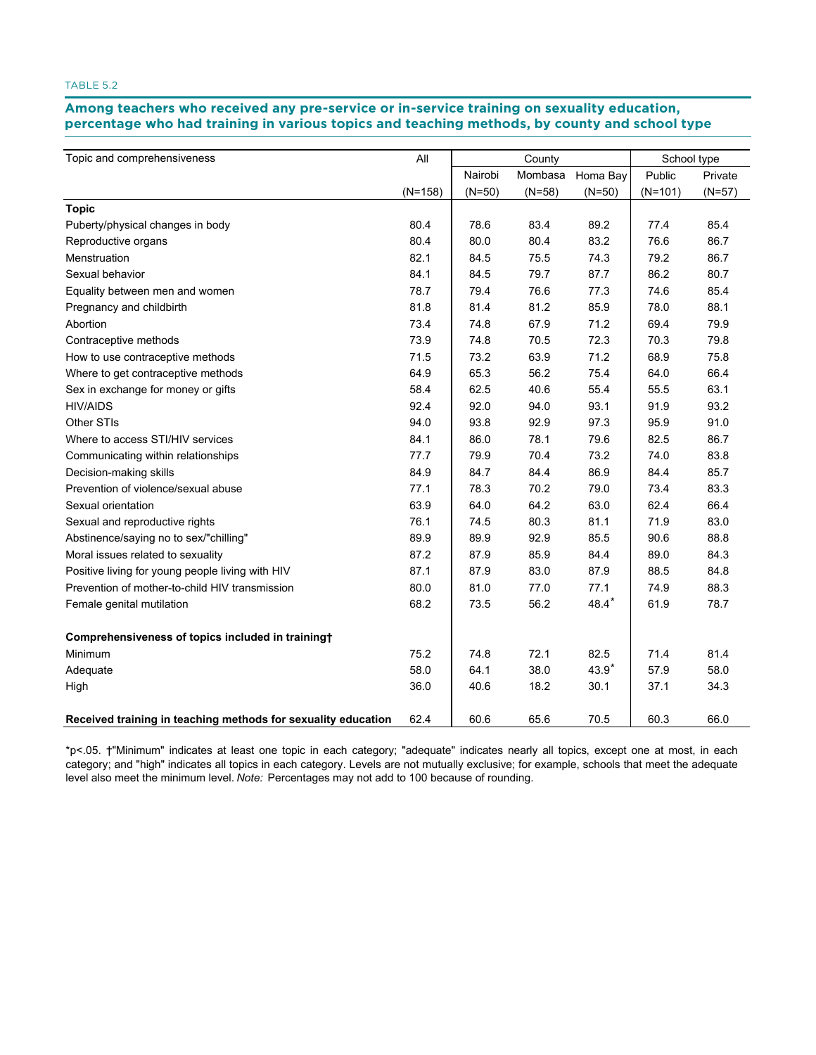TABLE 5.2

## Among teachers who received any pre-service or in-service training on sexuality education, percentage who had training in various topics and teaching methods, by county and school type

| Topic and comprehensiveness | All | County | | | School type | |
|---|---|---|---|---|---|---|
| | | Nairobi | Mombasa | Homa Bay | Public | Private |
| | (N=158) | (N=50) | (N=58) | (N=50) | (N=101) | (N=57) |
| **Topic** | | | | | | |
| Puberty/physical changes in body | 80.4 | 78.6 | 83.4 | 89.2 | 77.4 | 85.4 |
| Reproductive organs | 80.4 | 80.0 | 80.4 | 83.2 | 76.6 | 86.7 |
| Menstruation | 82.1 | 84.5 | 75.5 | 74.3 | 79.2 | 86.7 |
| Sexual behavior | 84.1 | 84.5 | 79.7 | 87.7 | 86.2 | 80.7 |
| Equality between men and women | 78.7 | 79.4 | 76.6 | 77.3 | 74.6 | 85.4 |
| Pregnancy and childbirth | 81.8 | 81.4 | 81.2 | 85.9 | 78.0 | 88.1 |
| Abortion | 73.4 | 74.8 | 67.9 | 71.2 | 69.4 | 79.9 |
| Contraceptive methods | 73.9 | 74.8 | 70.5 | 72.3 | 70.3 | 79.8 |
| How to use contraceptive methods | 71.5 | 73.2 | 63.9 | 71.2 | 68.9 | 75.8 |
| Where to get contraceptive methods | 64.9 | 65.3 | 56.2 | 75.4 | 64.0 | 66.4 |
| Sex in exchange for money or gifts | 58.4 | 62.5 | 40.6 | 55.4 | 55.5 | 63.1 |
| HIV/AIDS | 92.4 | 92.0 | 94.0 | 93.1 | 91.9 | 93.2 |
| Other STIs | 94.0 | 93.8 | 92.9 | 97.3 | 95.9 | 91.0 |
| Where to access STI/HIV services | 84.1 | 86.0 | 78.1 | 79.6 | 82.5 | 86.7 |
| Communicating within relationships | 77.7 | 79.9 | 70.4 | 73.2 | 74.0 | 83.8 |
| Decision-making skills | 84.9 | 84.7 | 84.4 | 86.9 | 84.4 | 85.7 |
| Prevention of violence/sexual abuse | 77.1 | 78.3 | 70.2 | 79.0 | 73.4 | 83.3 |
| Sexual orientation | 63.9 | 64.0 | 64.2 | 63.0 | 62.4 | 66.4 |
| Sexual and reproductive rights | 76.1 | 74.5 | 80.3 | 81.1 | 71.9 | 83.0 |
| Abstinence/saying no to sex/"chilling" | 89.9 | 89.9 | 92.9 | 85.5 | 90.6 | 88.8 |
| Moral issues related to sexuality | 87.2 | 87.9 | 85.9 | 84.4 | 89.0 | 84.3 |
| Positive living for young people living with HIV | 87.1 | 87.9 | 83.0 | 87.9 | 88.5 | 84.8 |
| Prevention of mother-to-child HIV transmission | 80.0 | 81.0 | 77.0 | 77.1 | 74.9 | 88.3 |
| Female genital mutilation | 68.2 | 73.5 | 56.2 | 48.4* | 61.9 | 78.7 |
| **Comprehensiveness of topics included in training†** | | | | | | |
| Minimum | 75.2 | 74.8 | 72.1 | 82.5 | 71.4 | 81.4 |
| Adequate | 58.0 | 64.1 | 38.0 | 43.9* | 57.9 | 58.0 |
| High | 36.0 | 40.6 | 18.2 | 30.1 | 37.1 | 34.3 |
| **Received training in teaching methods for sexuality education** | 62.4 | 60.6 | 65.6 | 70.5 | 60.3 | 66.0 |

*p<.05. †"Minimum" indicates at least one topic in each category; "adequate" indicates nearly all topics, except one at most, in each category; and "high" indicates all topics in each category. Levels are not mutually exclusive; for example, schools that meet the adequate level also meet the minimum level. *Note:* Percentages may not add to 100 because of rounding.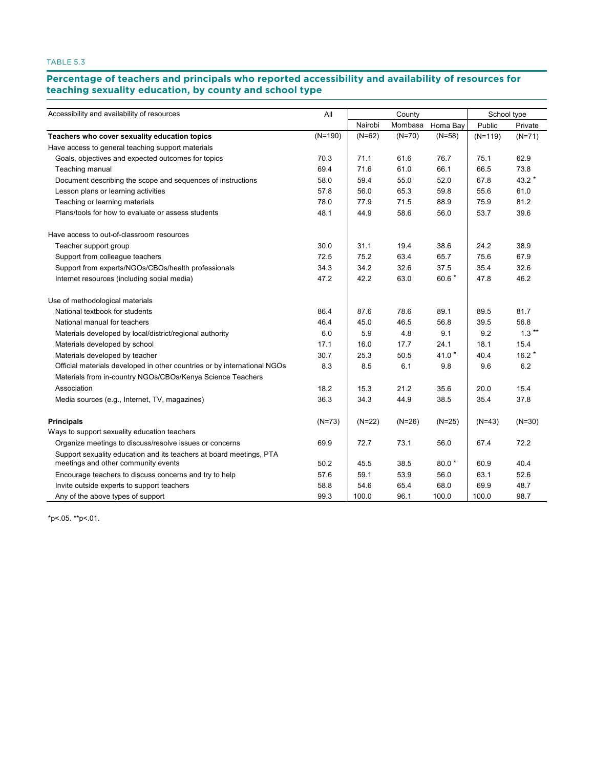TABLE 5.3

## Percentage of teachers and principals who reported accessibility and availability of resources for teaching sexuality education, by county and school type

| Accessibility and availability of resources | All | County | | | School type | |
|---|---|---|---|---|---|---|
| | | Nairobi | Mombasa | Homa Bay | Public | Private |
| **Teachers who cover sexuality education topics** | (N=190) | (N=62) | (N=70) | (N=58) | (N=119) | (N=71) |
| Have access to general teaching support materials | | | | | | |
| Goals, objectives and expected outcomes for topics | 70.3 | 71.1 | 61.6 | 76.7 | 75.1 | 62.9 |
| Teaching manual | 69.4 | 71.6 | 61.0 | 66.1 | 66.5 | 73.8 |
| Document describing the scope and sequences of instructions | 58.0 | 59.4 | 55.0 | 52.0 | 67.8 | 43.2 * |
| Lesson plans or learning activities | 57.8 | 56.0 | 65.3 | 59.8 | 55.6 | 61.0 |
| Teaching or learning materials | 78.0 | 77.9 | 71.5 | 88.9 | 75.9 | 81.2 |
| Plans/tools for how to evaluate or assess students | 48.1 | 44.9 | 58.6 | 56.0 | 53.7 | 39.6 |
| Have access to out-of-classroom resources | | | | | | |
| Teacher support group | 30.0 | 31.1 | 19.4 | 38.6 | 24.2 | 38.9 |
| Support from colleague teachers | 72.5 | 75.2 | 63.4 | 65.7 | 75.6 | 67.9 |
| Support from experts/NGOs/CBOs/health professionals | 34.3 | 34.2 | 32.6 | 37.5 | 35.4 | 32.6 |
| Internet resources (including social media) | 47.2 | 42.2 | 63.0 | 60.6 * | 47.8 | 46.2 |
| Use of methodological materials | | | | | | |
| National textbook for students | 86.4 | 87.6 | 78.6 | 89.1 | 89.5 | 81.7 |
| National manual for teachers | 46.4 | 45.0 | 46.5 | 56.8 | 39.5 | 56.8 |
| Materials developed by local/district/regional authority | 6.0 | 5.9 | 4.8 | 9.1 | 9.2 | 1.3 ** |
| Materials developed by school | 17.1 | 16.0 | 17.7 | 24.1 | 18.1 | 15.4 |
| Materials developed by teacher | 30.7 | 25.3 | 50.5 | 41.0 * | 40.4 | 16.2 * |
| Official materials developed in other countries or by international NGOs | 8.3 | 8.5 | 6.1 | 9.8 | 9.6 | 6.2 |
| Materials from in-country NGOs/CBOs/Kenya Science Teachers Association | 18.2 | 15.3 | 21.2 | 35.6 | 20.0 | 15.4 |
| Media sources (e.g., Internet, TV, magazines) | 36.3 | 34.3 | 44.9 | 38.5 | 35.4 | 37.8 |
| **Principals** | (N=73) | (N=22) | (N=26) | (N=25) | (N=43) | (N=30) |
| Ways to support sexuality education teachers | | | | | | |
| Organize meetings to discuss/resolve issues or concerns | 69.9 | 72.7 | 73.1 | 56.0 | 67.4 | 72.2 |
| Support sexuality education and its teachers at board meetings, PTA meetings and other community events | 50.2 | 45.5 | 38.5 | 80.0 * | 60.9 | 40.4 |
| Encourage teachers to discuss concerns and try to help | 57.6 | 59.1 | 53.9 | 56.0 | 63.1 | 52.6 |
| Invite outside experts to support teachers | 58.8 | 54.6 | 65.4 | 68.0 | 69.9 | 48.7 |
| Any of the above types of support | 99.3 | 100.0 | 96.1 | 100.0 | 100.0 | 98.7 |

*p<.05. **p<.01.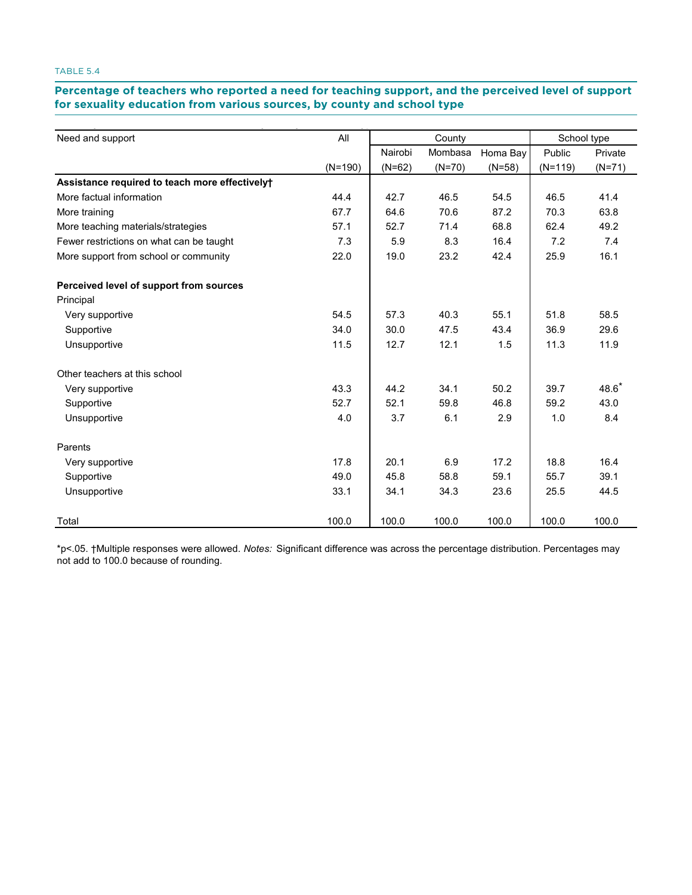TABLE 5.4

**Percentage of teachers who reported a need for teaching support, and the perceived level of support for sexuality education from various sources, by county and school type**

| Need and support | All | County | | | School type | |
|---|---|---|---|---|---|---|
| | | Nairobi | Mombasa | Homa Bay | Public | Private |
| | (N=190) | (N=62) | (N=70) | (N=58) | (N=119) | (N=71) |
| **Assistance required to teach more effectively†** | | | | | | |
| More factual information | 44.4 | 42.7 | 46.5 | 54.5 | 46.5 | 41.4 |
| More training | 67.7 | 64.6 | 70.6 | 87.2 | 70.3 | 63.8 |
| More teaching materials/strategies | 57.1 | 52.7 | 71.4 | 68.8 | 62.4 | 49.2 |
| Fewer restrictions on what can be taught | 7.3 | 5.9 | 8.3 | 16.4 | 7.2 | 7.4 |
| More support from school or community | 22.0 | 19.0 | 23.2 | 42.4 | 25.9 | 16.1 |
| **Perceived level of support from sources** | | | | | | |
| Principal | | | | | | |
| Very supportive | 54.5 | 57.3 | 40.3 | 55.1 | 51.8 | 58.5 |
| Supportive | 34.0 | 30.0 | 47.5 | 43.4 | 36.9 | 29.6 |
| Unsupportive | 11.5 | 12.7 | 12.1 | 1.5 | 11.3 | 11.9 |
| Other teachers at this school | | | | | | |
| Very supportive | 43.3 | 44.2 | 34.1 | 50.2 | 39.7 | 48.6* |
| Supportive | 52.7 | 52.1 | 59.8 | 46.8 | 59.2 | 43.0 |
| Unsupportive | 4.0 | 3.7 | 6.1 | 2.9 | 1.0 | 8.4 |
| Parents | | | | | | |
| Very supportive | 17.8 | 20.1 | 6.9 | 17.2 | 18.8 | 16.4 |
| Supportive | 49.0 | 45.8 | 58.8 | 59.1 | 55.7 | 39.1 |
| Unsupportive | 33.1 | 34.1 | 34.3 | 23.6 | 25.5 | 44.5 |
| Total | 100.0 | 100.0 | 100.0 | 100.0 | 100.0 | 100.0 |

*p<.05. †Multiple responses were allowed. *Notes:* Significant difference was across the percentage distribution. Percentages may not add to 100.0 because of rounding.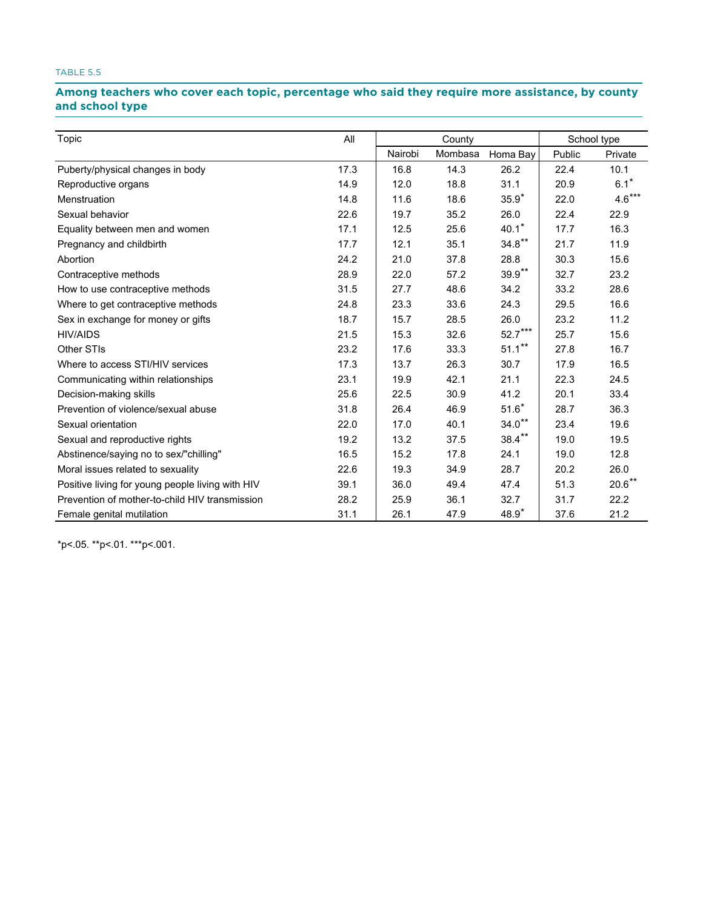TABLE 5.5

**Among teachers who cover each topic, percentage who said they require more assistance, by county and school type**

| Topic | All | County | | | School type | |
|---|---|---|---|---|---|---|
| | | Nairobi | Mombasa | Homa Bay | Public | Private |
| Puberty/physical changes in body | 17.3 | 16.8 | 14.3 | 26.2 | 22.4 | 10.1 |
| Reproductive organs | 14.9 | 12.0 | 18.8 | 31.1 | 20.9 | 6.1* |
| Menstruation | 14.8 | 11.6 | 18.6 | 35.9* | 22.0 | 4.6*** |
| Sexual behavior | 22.6 | 19.7 | 35.2 | 26.0 | 22.4 | 22.9 |
| Equality between men and women | 17.1 | 12.5 | 25.6 | 40.1* | 17.7 | 16.3 |
| Pregnancy and childbirth | 17.7 | 12.1 | 35.1 | 34.8** | 21.7 | 11.9 |
| Abortion | 24.2 | 21.0 | 37.8 | 28.8 | 30.3 | 15.6 |
| Contraceptive methods | 28.9 | 22.0 | 57.2 | 39.9** | 32.7 | 23.2 |
| How to use contraceptive methods | 31.5 | 27.7 | 48.6 | 34.2 | 33.2 | 28.6 |
| Where to get contraceptive methods | 24.8 | 23.3 | 33.6 | 24.3 | 29.5 | 16.6 |
| Sex in exchange for money or gifts | 18.7 | 15.7 | 28.5 | 26.0 | 23.2 | 11.2 |
| HIV/AIDS | 21.5 | 15.3 | 32.6 | 52.7*** | 25.7 | 15.6 |
| Other STIs | 23.2 | 17.6 | 33.3 | 51.1** | 27.8 | 16.7 |
| Where to access STI/HIV services | 17.3 | 13.7 | 26.3 | 30.7 | 17.9 | 16.5 |
| Communicating within relationships | 23.1 | 19.9 | 42.1 | 21.1 | 22.3 | 24.5 |
| Decision-making skills | 25.6 | 22.5 | 30.9 | 41.2 | 20.1 | 33.4 |
| Prevention of violence/sexual abuse | 31.8 | 26.4 | 46.9 | 51.6* | 28.7 | 36.3 |
| Sexual orientation | 22.0 | 17.0 | 40.1 | 34.0** | 23.4 | 19.6 |
| Sexual and reproductive rights | 19.2 | 13.2 | 37.5 | 38.4** | 19.0 | 19.5 |
| Abstinence/saying no to sex/"chilling" | 16.5 | 15.2 | 17.8 | 24.1 | 19.0 | 12.8 |
| Moral issues related to sexuality | 22.6 | 19.3 | 34.9 | 28.7 | 20.2 | 26.0 |
| Positive living for young people living with HIV | 39.1 | 36.0 | 49.4 | 47.4 | 51.3 | 20.6** |
| Prevention of mother-to-child HIV transmission | 28.2 | 25.9 | 36.1 | 32.7 | 31.7 | 22.2 |
| Female genital mutilation | 31.1 | 26.1 | 47.9 | 48.9* | 37.6 | 21.2 |

*$p<.05$. **$p<.01$. ***$p<.001$.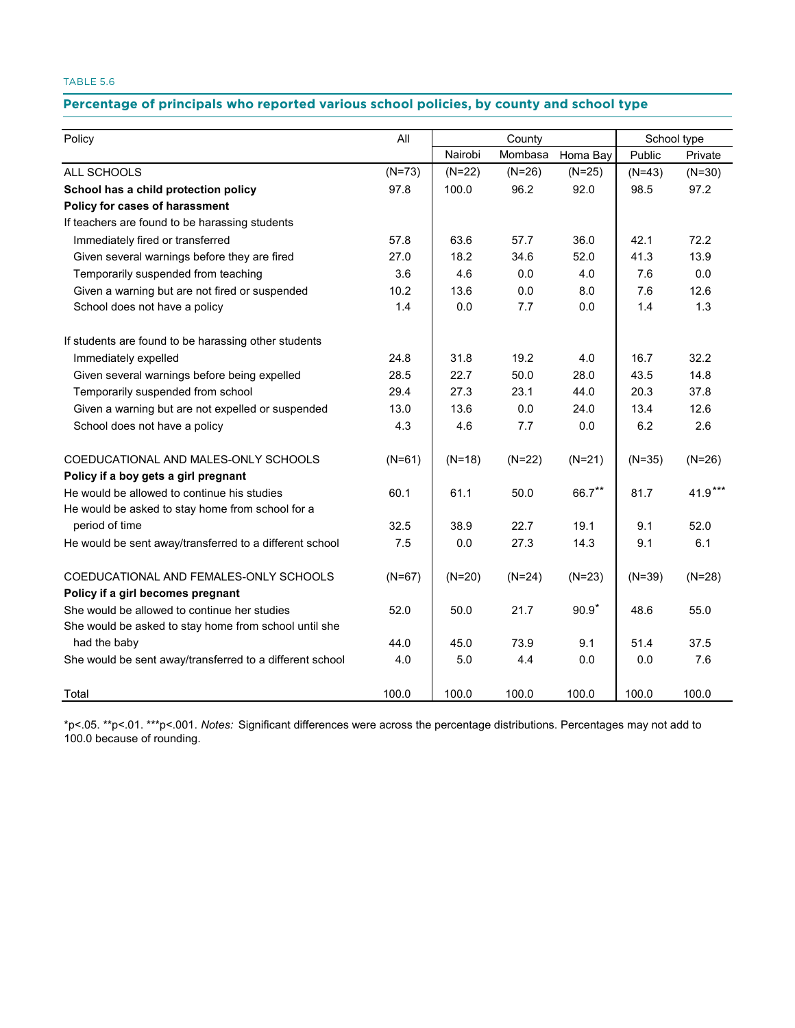TABLE 5.6

## Percentage of principals who reported various school policies, by county and school type

| Policy | All | County | | | School type | |
|---|---|---|---|---|---|---|
| | | Nairobi | Mombasa | Homa Bay | Public | Private |
| ALL SCHOOLS | (N=73) | (N=22) | (N=26) | (N=25) | (N=43) | (N=30) |
| **School has a child protection policy** | 97.8 | 100.0 | 96.2 | 92.0 | 98.5 | 97.2 |
| **Policy for cases of harassment** | | | | | | |
| If teachers are found to be harassing students | | | | | | |
| Immediately fired or transferred | 57.8 | 63.6 | 57.7 | 36.0 | 42.1 | 72.2 |
| Given several warnings before they are fired | 27.0 | 18.2 | 34.6 | 52.0 | 41.3 | 13.9 |
| Temporarily suspended from teaching | 3.6 | 4.6 | 0.0 | 4.0 | 7.6 | 0.0 |
| Given a warning but are not fired or suspended | 10.2 | 13.6 | 0.0 | 8.0 | 7.6 | 12.6 |
| School does not have a policy | 1.4 | 0.0 | 7.7 | 0.0 | 1.4 | 1.3 |
| If students are found to be harassing other students | | | | | | |
| Immediately expelled | 24.8 | 31.8 | 19.2 | 4.0 | 16.7 | 32.2 |
| Given several warnings before being expelled | 28.5 | 22.7 | 50.0 | 28.0 | 43.5 | 14.8 |
| Temporarily suspended from school | 29.4 | 27.3 | 23.1 | 44.0 | 20.3 | 37.8 |
| Given a warning but are not expelled or suspended | 13.0 | 13.6 | 0.0 | 24.0 | 13.4 | 12.6 |
| School does not have a policy | 4.3 | 4.6 | 7.7 | 0.0 | 6.2 | 2.6 |
| COEDUCATIONAL AND MALES-ONLY SCHOOLS | (N=61) | (N=18) | (N=22) | (N=21) | (N=35) | (N=26) |
| **Policy if a boy gets a girl pregnant** | | | | | | |
| He would be allowed to continue his studies | 60.1 | 61.1 | 50.0 | 66.7** | 81.7 | 41.9*** |
| He would be asked to stay home from school for a period of time | 32.5 | 38.9 | 22.7 | 19.1 | 9.1 | 52.0 |
| He would be sent away/transferred to a different school | 7.5 | 0.0 | 27.3 | 14.3 | 9.1 | 6.1 |
| COEDUCATIONAL AND FEMALES-ONLY SCHOOLS | (N=67) | (N=20) | (N=24) | (N=23) | (N=39) | (N=28) |
| **Policy if a girl becomes pregnant** | | | | | | |
| She would be allowed to continue her studies | 52.0 | 50.0 | 21.7 | 90.9* | 48.6 | 55.0 |
| She would be asked to stay home from school until she had the baby | 44.0 | 45.0 | 73.9 | 9.1 | 51.4 | 37.5 |
| She would be sent away/transferred to a different school | 4.0 | 5.0 | 4.4 | 0.0 | 0.0 | 7.6 |
| Total | 100.0 | 100.0 | 100.0 | 100.0 | 100.0 | 100.0 |

*p<.05. **p<.01. ***p<.001. *Notes:* Significant differences were across the percentage distributions. Percentages may not add to 100.0 because of rounding.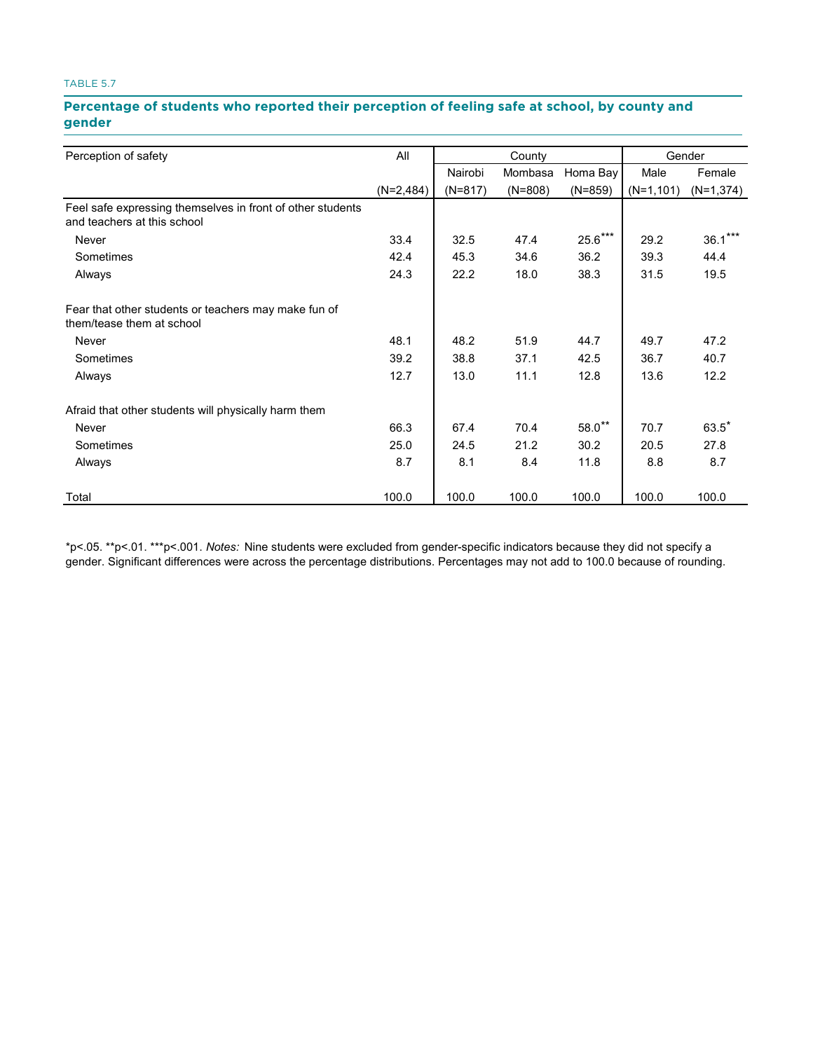TABLE 5.7

**Percentage of students who reported their perception of feeling safe at school, by county and gender**

| Perception of safety | All | County | | | Gender | |
|---|---|---|---|---|---|---|
| | | Nairobi | Mombasa | Homa Bay | Male | Female |
| | (N=2,484) | (N=817) | (N=808) | (N=859) | (N=1,101) | (N=1,374) |
| Feel safe expressing themselves in front of other students and teachers at this school | | | | | | |
| Never | 33.4 | 32.5 | 47.4 | 25.6*** | 29.2 | 36.1*** |
| Sometimes | 42.4 | 45.3 | 34.6 | 36.2 | 39.3 | 44.4 |
| Always | 24.3 | 22.2 | 18.0 | 38.3 | 31.5 | 19.5 |
| Fear that other students or teachers may make fun of them/tease them at school | | | | | | |
| Never | 48.1 | 48.2 | 51.9 | 44.7 | 49.7 | 47.2 |
| Sometimes | 39.2 | 38.8 | 37.1 | 42.5 | 36.7 | 40.7 |
| Always | 12.7 | 13.0 | 11.1 | 12.8 | 13.6 | 12.2 |
| Afraid that other students will physically harm them | | | | | | |
| Never | 66.3 | 67.4 | 70.4 | 58.0** | 70.7 | 63.5* |
| Sometimes | 25.0 | 24.5 | 21.2 | 30.2 | 20.5 | 27.8 |
| Always | 8.7 | 8.1 | 8.4 | 11.8 | 8.8 | 8.7 |
| Total | 100.0 | 100.0 | 100.0 | 100.0 | 100.0 | 100.0 |

*p<.05. **p<.01. ***p<.001. *Notes:* Nine students were excluded from gender-specific indicators because they did not specify a gender. Significant differences were across the percentage distributions. Percentages may not add to 100.0 because of rounding.